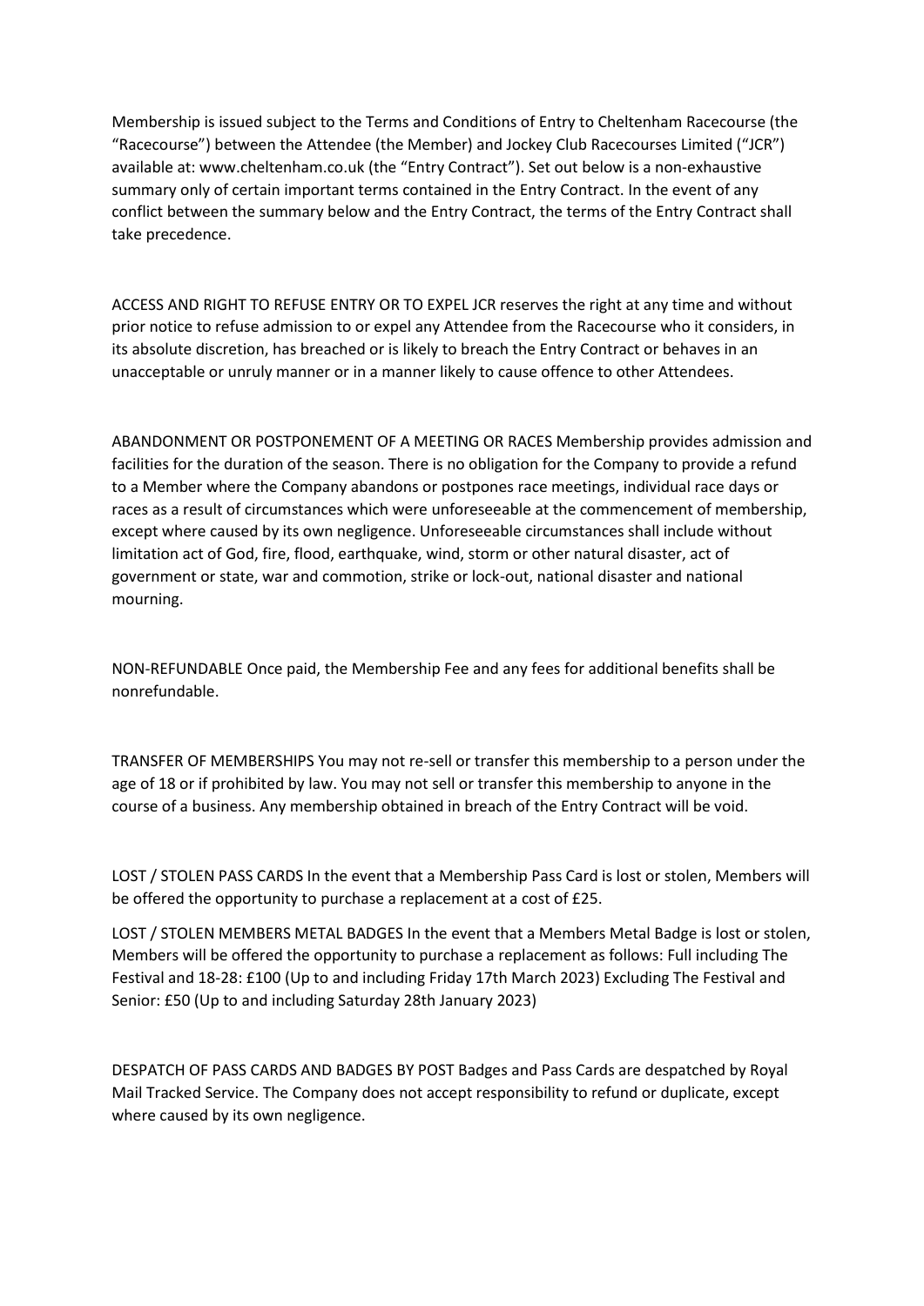Membership is issued subject to the Terms and Conditions of Entry to Cheltenham Racecourse (the "Racecourse") between the Attendee (the Member) and Jockey Club Racecourses Limited ("JCR") available at: www.cheltenham.co.uk (the "Entry Contract"). Set out below is a non-exhaustive summary only of certain important terms contained in the Entry Contract. In the event of any conflict between the summary below and the Entry Contract, the terms of the Entry Contract shall take precedence.

ACCESS AND RIGHT TO REFUSE ENTRY OR TO EXPEL JCR reserves the right at any time and without prior notice to refuse admission to or expel any Attendee from the Racecourse who it considers, in its absolute discretion, has breached or is likely to breach the Entry Contract or behaves in an unacceptable or unruly manner or in a manner likely to cause offence to other Attendees.

ABANDONMENT OR POSTPONEMENT OF A MEETING OR RACES Membership provides admission and facilities for the duration of the season. There is no obligation for the Company to provide a refund to a Member where the Company abandons or postpones race meetings, individual race days or races as a result of circumstances which were unforeseeable at the commencement of membership, except where caused by its own negligence. Unforeseeable circumstances shall include without limitation act of God, fire, flood, earthquake, wind, storm or other natural disaster, act of government or state, war and commotion, strike or lock-out, national disaster and national mourning.

NON-REFUNDABLE Once paid, the Membership Fee and any fees for additional benefits shall be nonrefundable.

TRANSFER OF MEMBERSHIPS You may not re-sell or transfer this membership to a person under the age of 18 or if prohibited by law. You may not sell or transfer this membership to anyone in the course of a business. Any membership obtained in breach of the Entry Contract will be void.

LOST / STOLEN PASS CARDS In the event that a Membership Pass Card is lost or stolen, Members will be offered the opportunity to purchase a replacement at a cost of £25.

LOST / STOLEN MEMBERS METAL BADGES In the event that a Members Metal Badge is lost or stolen, Members will be offered the opportunity to purchase a replacement as follows: Full including The Festival and 18-28: £100 (Up to and including Friday 17th March 2023) Excluding The Festival and Senior: £50 (Up to and including Saturday 28th January 2023)

DESPATCH OF PASS CARDS AND BADGES BY POST Badges and Pass Cards are despatched by Royal Mail Tracked Service. The Company does not accept responsibility to refund or duplicate, except where caused by its own negligence.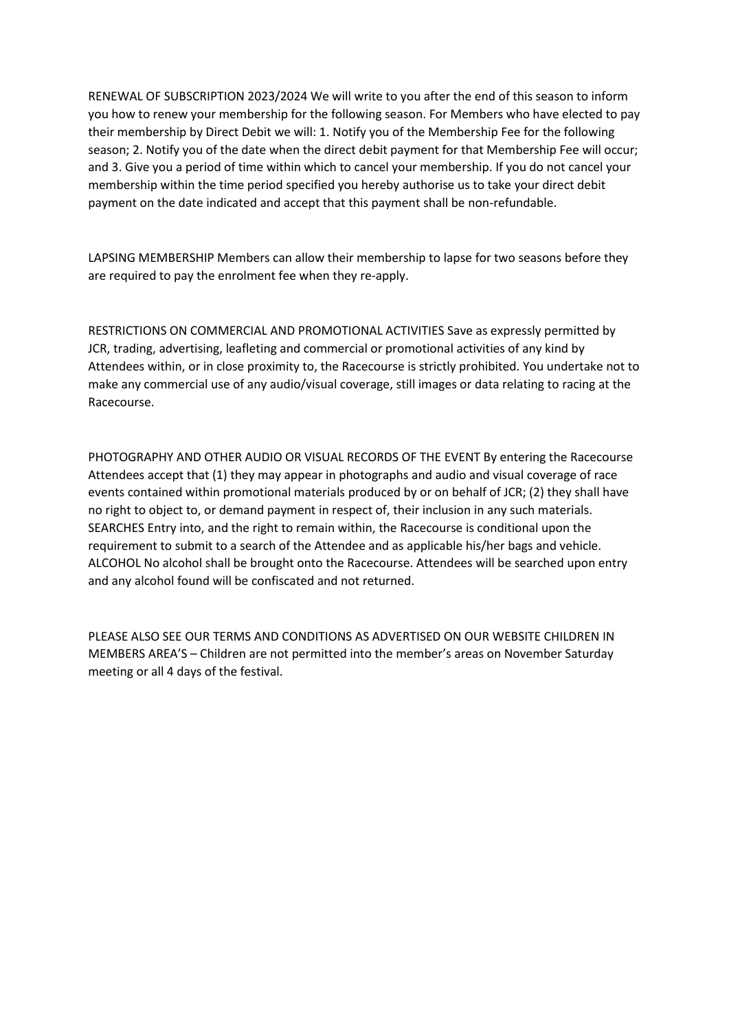RENEWAL OF SUBSCRIPTION 2023/2024 We will write to you after the end of this season to inform you how to renew your membership for the following season. For Members who have elected to pay their membership by Direct Debit we will: 1. Notify you of the Membership Fee for the following season; 2. Notify you of the date when the direct debit payment for that Membership Fee will occur; and 3. Give you a period of time within which to cancel your membership. If you do not cancel your membership within the time period specified you hereby authorise us to take your direct debit payment on the date indicated and accept that this payment shall be non-refundable.

LAPSING MEMBERSHIP Members can allow their membership to lapse for two seasons before they are required to pay the enrolment fee when they re-apply.

RESTRICTIONS ON COMMERCIAL AND PROMOTIONAL ACTIVITIES Save as expressly permitted by JCR, trading, advertising, leafleting and commercial or promotional activities of any kind by Attendees within, or in close proximity to, the Racecourse is strictly prohibited. You undertake not to make any commercial use of any audio/visual coverage, still images or data relating to racing at the Racecourse.

PHOTOGRAPHY AND OTHER AUDIO OR VISUAL RECORDS OF THE EVENT By entering the Racecourse Attendees accept that (1) they may appear in photographs and audio and visual coverage of race events contained within promotional materials produced by or on behalf of JCR; (2) they shall have no right to object to, or demand payment in respect of, their inclusion in any such materials. SEARCHES Entry into, and the right to remain within, the Racecourse is conditional upon the requirement to submit to a search of the Attendee and as applicable his/her bags and vehicle. ALCOHOL No alcohol shall be brought onto the Racecourse. Attendees will be searched upon entry and any alcohol found will be confiscated and not returned.

PLEASE ALSO SEE OUR TERMS AND CONDITIONS AS ADVERTISED ON OUR WEBSITE CHILDREN IN MEMBERS AREA'S – Children are not permitted into the member's areas on November Saturday meeting or all 4 days of the festival.